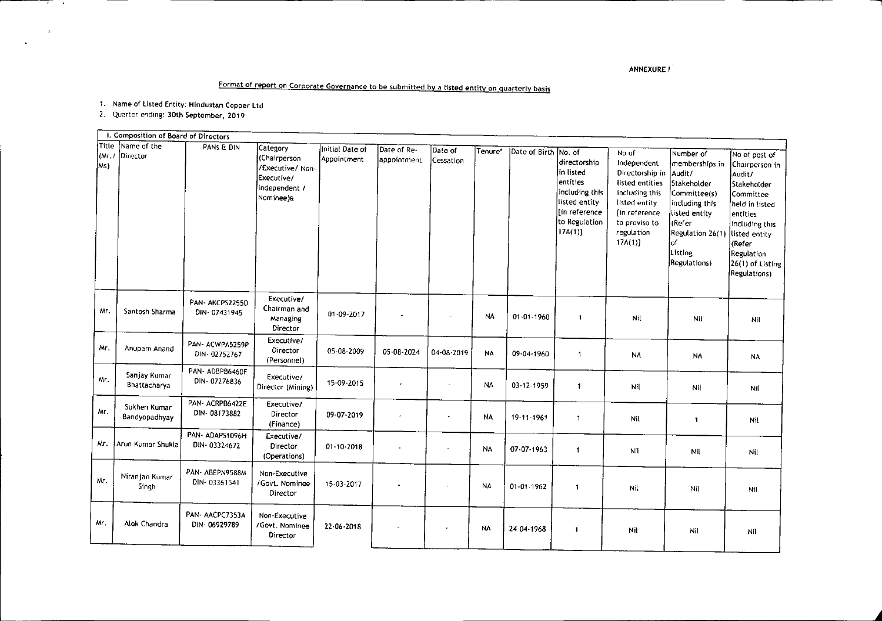ANNEXURE I

## Format of report on Corporate Governance to be submitted by a listed entity on quarterly basis

1. Name of Listed Entity: Hindustan Copper Ltd
2. Quarter ending: 30th September, 2019

| I. Composition of Board of Directors | | | | | | | | | | | | | |
|---|---|---|---|---|---|---|---|---|---|---|---|---|---|
| Title (Mr./ Ms) | Name of the Director | PANs & DIN | Category (Chairperson /Executive/ Non-Executive/ independent / Nominee)& | Initial Date of Appointment | Date of Re-appointment | Date of Cessation | Tenure* | Date of Birth | No. of directorship in listed entities including this listed entity [in reference to Regulation 17A(1)] | No of Independent Directorship in listed entities including this listed entity [in reference to proviso to regulation 17A(1)] | Number of memberships in Audit/ Stakeholder Committee(s) including this listed entity (Refer Regulation 26(1) of Listing Regulations) | No of post of Chairperson in Audit/ Stakeholder Committee held in listed entities including this listed entity (Refer Regulation 26(1) of Listing Regulations) |
| Mr. | Santosh Sharma | PAN- AKCPS2255D DIN- 07431945 | Executive/ Chairman and Managing Director | 01-09-2017 | - | - | NA | 01-01-1960 | 1 | Nil | Nil | Nil |
| Mr. | Anupam Anand | PAN- ACWPA5259P DIN- 02752767 | Executive/ Director (Personnel) | 05-08-2009 | 05-08-2024 | 04-08-2019 | NA | 09-04-1960 | 1 | NA | NA | NA |
| Mr. | Sanjay Kumar Bhattacharya | PAN- ADBPB6460F DIN- 07276836 | Executive/ Director (Mining) | 15-09-2015 | - | - | NA | 03-12-1959 | 1 | Nil | Nil | Nil |
| Mr. | Sukhen Kumar Bandyopadhyay | PAN- ACRPB6422E DIN- 08173882 | Executive/ Director (Finance) | 09-07-2019 | - | - | NA | 19-11-1961 | 1 | Nil | 1 | Nil |
| Mr. | Arun Kumar Shukla | PAN- ADAPS1096H DIN- 03324672 | Executive/ Director (Operations) | 01-10-2018 | - | - | NA | 07-07-1963 | 1 | Nil | Nil | Nil |
| Mr. | Niranjan Kumar Singh | PAN- ABEPN9588M DIN- 03361541 | Non-Executive /Govt. Nominee Director | 15-03-2017 | - | - | NA | 01-01-1962 | 1 | Nil | Nil | Nil |
| Mr. | Alok Chandra | PAN- AACPC7353A DIN- 06929789 | Non-Executive /Govt. Nominee Director | 22-06-2018 | - | - | NA | 24-04-1968 | 1 | Nil | Nil | Nil |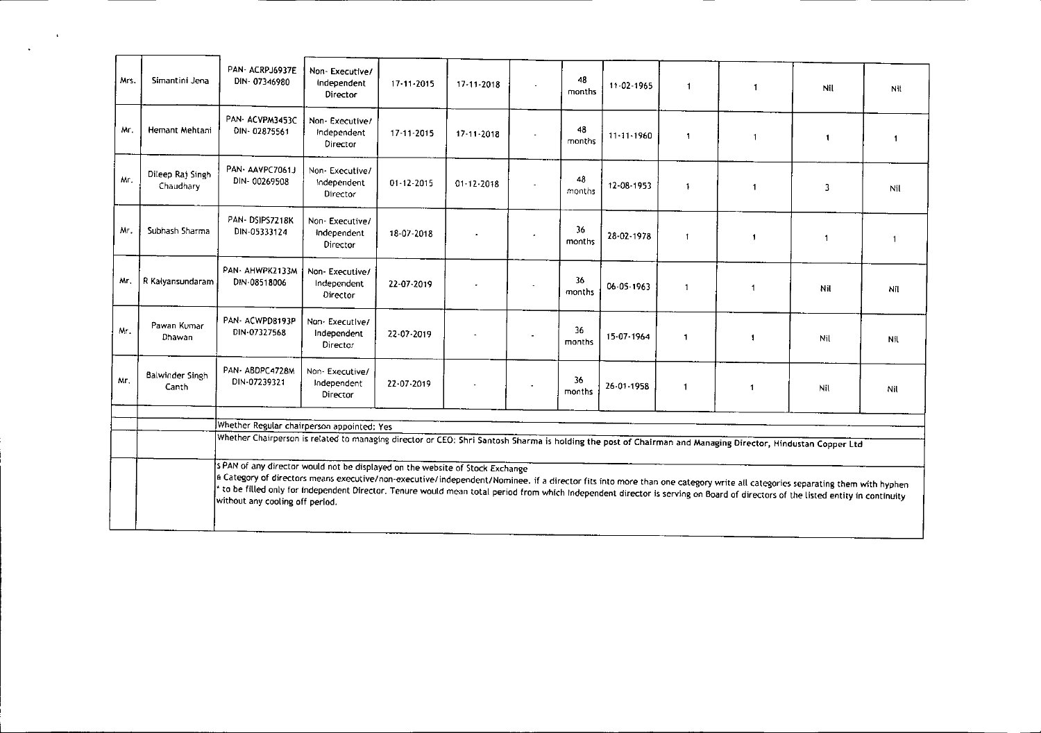| | | | | | | | | | | | | |
|---|---|---|---|---|---|---|---|---|---|---|---|---|
| Mrs. | Simantini Jena | PAN- ACRPJ6937E DIN- 07346980 | Non- Executive/ Independent Director | 17-11-2015 | 17-11-2018 | - | 48 months | 11-02-1965 | 1 | 1 | Nil | Nil |
| Mr. | Hemant Mehtani | PAN- ACVPM3453C DIN- 02875561 | Non- Executive/ Independent Director | 17-11-2015 | 17-11-2018 | - | 48 months | 11-11-1960 | 1 | 1 | 1 | 1 |
| Mr. | Dileep Raj Singh Chaudhary | PAN- AAVPC7061J DIN- 00269508 | Non- Executive/ Independent Director | 01-12-2015 | 01-12-2018 | - | 48 months | 12-08-1953 | 1 | 1 | 3 | Nil |
| Mr. | Subhash Sharma | PAN- DSIPS7218K DIN-05333124 | Non- Executive/ Independent Director | 18-07-2018 | - | - | 36 months | 28-02-1978 | 1 | 1 | 1 | 1 |
| Mr. | R Kalyansundaram | PAN- AHWPK2133M DIN-08518006 | Non- Executive/ Independent Director | 22-07-2019 | - | - | 36 months | 06-05-1963 | 1 | 1 | Nil | Nil |
| Mr. | Pawan Kumar Dhawan | PAN- ACWPD8193P DIN-07327568 | Non- Executive/ Independent Director | 22-07-2019 | - | - | 36 months | 15-07-1964 | 1 | 1 | Nil | Nil |
| Mr. | Balwinder Singh Canth | PAN- ABDPC4728M DIN-07239321 | Non- Executive/ Independent Director | 22-07-2019 | - | - | 36 months | 26-01-1958 | 1 | 1 | Nil | Nil |

Whether Regular chairperson appointed: Yes

Whether Chairperson is related to managing director or CEO: Shri Santosh Sharma is holding the post of Chairman and Managing Director, Hindustan Copper Ltd

$ PAN of any director would not be displayed on the website of Stock Exchange

& Category of directors means executive/non-executive/independent/Nominee. if a director fits into more than one category write all categories separating them with hyphen

* to be filled only for Independent Director. Tenure would mean total period from which Independent director is serving on Board of directors of the listed entity in continuity without any cooling off period.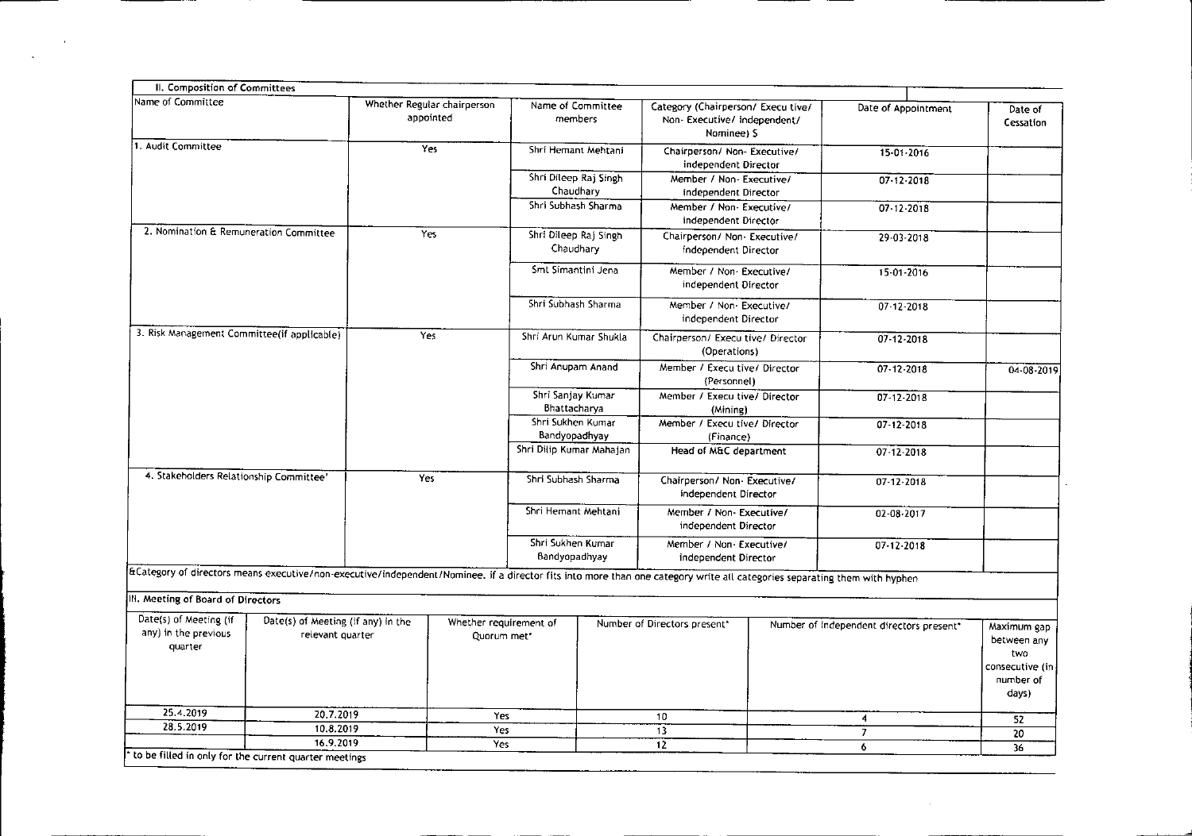## II. Composition of Committees

| Name of Committee | Whether Regular chairperson appointed | Name of Committee members | Category (Chairperson/ Execu tive/ Non- Executive/ independent/ Nominee) $ | Date of Appointment | Date of Cessation |
|---|---|---|---|---|---|
| 1. Audit Committee | Yes | Shri Hemant Mehtani | Chairperson/ Non- Executive/ independent Director | 15-01-2016 | |
| | | Shri Dileep Raj Singh Chaudhary | Member / Non- Executive/ independent Director | 07-12-2018 | |
| | | Shri Subhash Sharma | Member / Non- Executive/ independent Director | 07-12-2018 | |
| 2. Nomination & Remuneration Committee | Yes | Shri Dileep Raj Singh Chaudhary | Chairperson/ Non- Executive/ independent Director | 29-03-2018 | |
| | | Smt Simantini Jena | Member / Non- Executive/ independent Director | 15-01-2016 | |
| | | Shri Subhash Sharma | Member / Non- Executive/ independent Director | 07-12-2018 | |
| 3. Risk Management Committee(if applicable) | Yes | Shri Arun Kumar Shukla | Chairperson/ Execu tive/ Director (Operations) | 07-12-2018 | |
| | | Shri Anupam Anand | Member / Execu tive/ Director (Personnel) | 07-12-2018 | 04-08-2019 |
| | | Shri Sanjay Kumar Bhattacharya | Member / Execu tive/ Director (Mining) | 07-12-2018 | |
| | | Shri Sukhen Kumar Bandyopadhyay | Member / Execu tive/ Director (Finance) | 07-12-2018 | |
| | | Shri Dilip Kumar Mahajan | Head of M&C department | 07-12-2018 | |
| 4. Stakeholders Relationship Committee' | Yes | Shri Subhash Sharma | Chairperson/ Non- Executive/ independent Director | 07-12-2018 | |
| | | Shri Hemant Mehtani | Member / Non- Executive/ independent Director | 02-08-2017 | |
| | | Shri Sukhen Kumar Bandyopadhyay | Member / Non- Executive/ independent Director | 07-12-2018 | |

&Category of directors means executive/non-executive/independent/Nominee. if a director fits into more than one category write all categories separating them with hyphen

## III. Meeting of Board of Directors

| Date(s) of Meeting (if any) in the previous quarter | Date(s) of Meeting (if any) in the relevant quarter | Whether requirement of Quorum met* | Number of Directors present* | Number of independent directors present* | Maximum gap between any two consecutive (in number of days) |
|---|---|---|---|---|---|
| 25.4.2019 | 20.7.2019 | Yes | 10 | 4 | 52 |
| 28.5.2019 | 10.8.2019 | Yes | 13 | 7 | 20 |
| | 16.9.2019 | Yes | 12 | 6 | 36 |

* to be filled in only for the current quarter meetings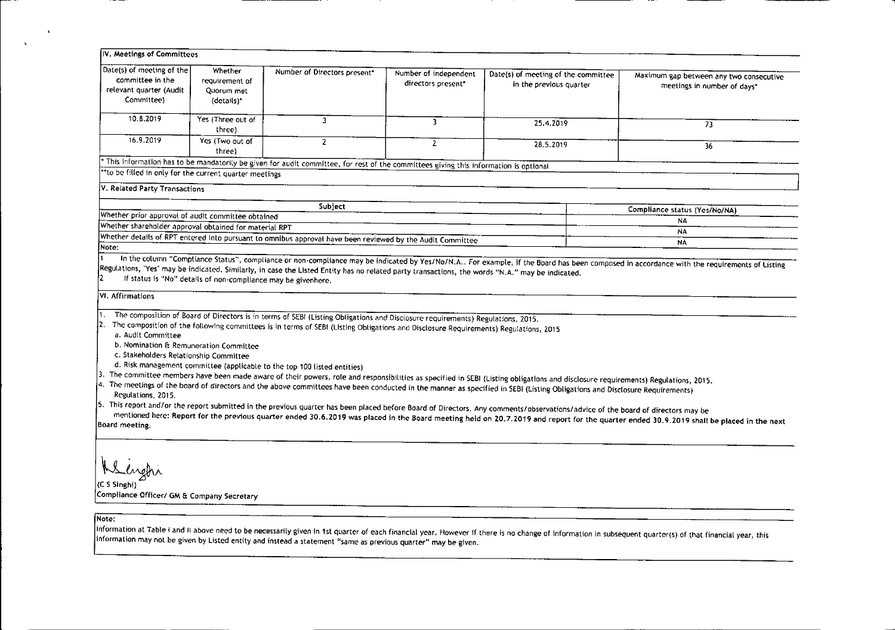## IV. Meetings of Committees

| Date(s) of meeting of the committee in the relevant quarter (Audit Committee) | Whether requirement of Quorum met (details)* | Number of Directors present* | Number of independent directors present* | Date(s) of meeting of the committee in the previous quarter | Maximum gap between any two consecutive meetings in number of days* |
|---|---|---|---|---|---|
| 10.8.2019 | Yes (Three out of three) | 3 | 3 | 25.4.2019 | 73 |
| 16.9.2019 | Yes (Two out of three) | 2 | 2 | 28.5.2019 | 36 |

* This information has to be mandatorily be given for audit committee, for rest of the committees giving this information is optional

**to be filled in only for the current quarter meetings

## V. Related Party Transactions

| Subject | Compliance status (Yes/No/NA) |
|---|---|
| Whether prior approval of audit committee obtained | NA |
| Whether shareholder approval obtained for material RPT | NA |
| Whether details of RPT entered into pursuant to omnibus approval have been reviewed by the Audit Committee | NA |

Note:

1 In the column "Compliance Status", compliance or non-compliance may be indicated by Yes/No/N.A.. For example, if the Board has been composed in accordance with the requirements of Listing Regulations, "Yes" may be indicated. Similarly, in case the Listed Entity has no related party transactions, the words "N.A." may be indicated.

2 If status is "No" details of non-compliance may be givenhere.

## VI. Affirmations

1. The composition of Board of Directors is in terms of SEBI (Listing Obligations and Disclosure requirements) Regulations, 2015.
2. The composition of the following committees is in terms of SEBI (Listing Obligations and Disclosure Requirements) Regulations, 2015
   a. Audit Committee
   b. Nomination & Remuneration Committee
   c. Stakeholders Relationship Committee
   d. Risk management committee (applicable to the top 100 listed entities)
3. The committee members have been made aware of their powers, role and responsibilities as specified in SEBI (Listing obligations and disclosure requirements) Regulations, 2015.
4. The meetings of the board of directors and the above committees have been conducted in the manner as specified in SEBI (Listing Obligations and Disclosure Requirements) Regulations, 2015.
5. This report and/or the report submitted in the previous quarter has been placed before Board of Directors. Any comments/observations/advice of the board of directors may be mentioned here: **Report for the previous quarter ended 30.6.2019 was placed in the Board meeting held on 20.7.2019 and report for the quarter ended 30.9.2019 shall be placed in the next Board meeting.**

(C S Singhi)
Compliance Officer/ GM & Company Secretary

Note:

Information at Table I and II above need to be necessarily given in 1st quarter of each financial year. However if there is no change of information in subsequent quarter(s) of that financial year, this information may not be given by Listed entity and instead a statement "same as previous quarter" may be given.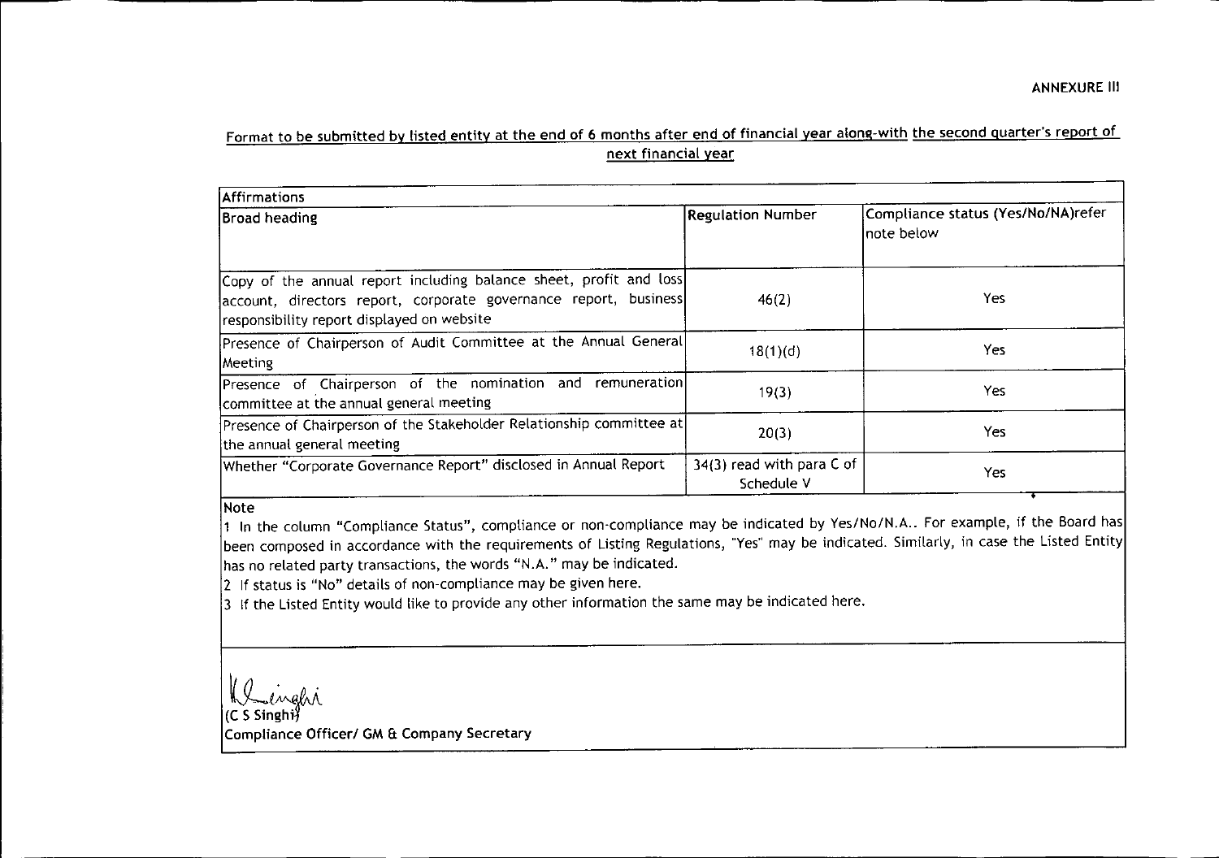**ANNEXURE III**

**Format to be submitted by listed entity at the end of 6 months after end of financial year along-with the second quarter's report of next financial year**

| Affirmations | | |
|---|---|---|
| Broad heading | Regulation Number | Compliance status (Yes/No/NA)refer note below |
| Copy of the annual report including balance sheet, profit and loss account, directors report, corporate governance report, business responsibility report displayed on website | 46(2) | Yes |
| Presence of Chairperson of Audit Committee at the Annual General Meeting | 18(1)(d) | Yes |
| Presence of Chairperson of the nomination and remuneration committee at the annual general meeting | 19(3) | Yes |
| Presence of Chairperson of the Stakeholder Relationship committee at the annual general meeting | 20(3) | Yes |
| Whether "Corporate Governance Report" disclosed in Annual Report | 34(3) read with para C of Schedule V | Yes |

Note

1 In the column "Compliance Status", compliance or non-compliance may be indicated by Yes/No/N.A.. For example, if the Board has been composed in accordance with the requirements of Listing Regulations, "Yes" may be indicated. Similarly, in case the Listed Entity has no related party transactions, the words "N.A." may be indicated.

2 If status is "No" details of non-compliance may be given here.

3 If the Listed Entity would like to provide any other information the same may be indicated here.

(C S Singhi)

Compliance Officer/ GM & Company Secretary